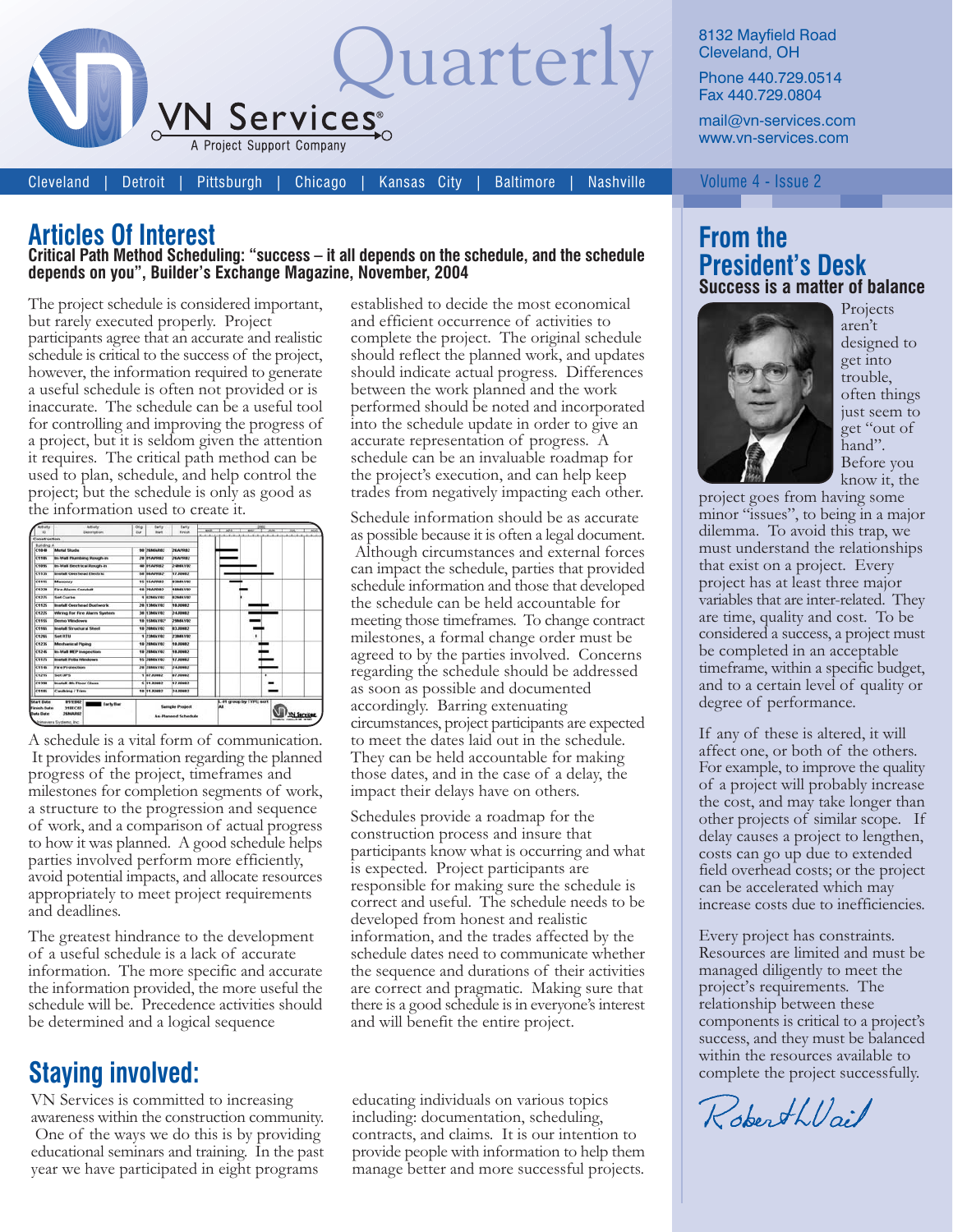# Quarterly

VN Services®
A Project Support Company

8132 Mayfield Road
Cleveland, OH

Phone 440.729.0514
Fax 440.729.0804

mail@vn-services.com
www.vn-services.com

Cleveland | Detroit | Pittsburgh | Chicago | Kansas City | Baltimore | Nashville

Volume 4 - Issue 2

## Articles Of Interest

### Critical Path Method Scheduling: "success – it all depends on the schedule, and the schedule depends on you", Builder's Exchange Magazine, November, 2004

The project schedule is considered important, but rarely executed properly. Project participants agree that an accurate and realistic schedule is critical to the success of the project, however, the information required to generate a useful schedule is often not provided or is inaccurate. The schedule can be a useful tool for controlling and improving the progress of a project, but it is seldom given the attention it requires. The critical path method can be used to plan, schedule, and help control the project; but the schedule is only as good as the information used to create it.

A schedule is a vital form of communication. It provides information regarding the planned progress of the project, timeframes and milestones for completion segments of work, a structure to the progression and sequence of work, and a comparison of actual progress to how it was planned. A good schedule helps parties involved perform more efficiently, avoid potential impacts, and allocate resources appropriately to meet project requirements and deadlines.

The greatest hindrance to the development of a useful schedule is a lack of accurate information. The more specific and accurate the information provided, the more useful the schedule will be. Precedence activities should be determined and a logical sequence established to decide the most economical and efficient occurrence of activities to complete the project. The original schedule should reflect the planned work, and updates should indicate actual progress. Differences between the work planned and the work performed should be noted and incorporated into the schedule update in order to give an accurate representation of progress. A schedule can be an invaluable roadmap for the project's execution, and can help keep trades from negatively impacting each other.

Schedule information should be as accurate as possible because it is often a legal document. Although circumstances and external forces can impact the schedule, parties that provided schedule information and those that developed the schedule can be held accountable for meeting those timeframes. To change contract milestones, a formal change order must be agreed to by the parties involved. Concerns regarding the schedule should be addressed as soon as possible and documented accordingly. Barring extenuating circumstances, project participants are expected to meet the dates laid out in the schedule. They can be held accountable for making those dates, and in the case of a delay, the impact their delays have on others.

Schedules provide a roadmap for the construction process and insure that participants know what is occurring and what is expected. Project participants are responsible for making sure the schedule is correct and useful. The schedule needs to be developed from honest and realistic information, and the trades affected by the schedule dates need to communicate whether the sequence and durations of their activities are correct and pragmatic. Making sure that there is a good schedule is in everyone's interest and will benefit the entire project.

## Staying involved:

VN Services is committed to increasing awareness within the construction community. One of the ways we do this is by providing educational seminars and training. In the past year we have participated in eight programs educating individuals on various topics including: documentation, scheduling, contracts, and claims. It is our intention to provide people with information to help them manage better and more successful projects.

## From the President's Desk

### Success is a matter of balance

Projects aren't designed to get into trouble, often things just seem to get "out of hand". Before you know it, the project goes from having some minor "issues", to being in a major dilemma. To avoid this trap, we must understand the relationships that exist on a project. Every project has at least three major variables that are inter-related. They are time, quality and cost. To be considered a success, a project must be completed in an acceptable timeframe, within a specific budget, and to a certain level of quality or degree of performance.

If any of these is altered, it will affect one, or both of the others. For example, to improve the quality of a project will probably increase the cost, and may take longer than other projects of similar scope. If delay causes a project to lengthen, costs can go up due to extended field overhead costs; or the project can be accelerated which may increase costs due to inefficiencies.

Every project has constraints. Resources are limited and must be managed diligently to meet the project's requirements. The relationship between these components is critical to a project's success, and they must be balanced within the resources available to complete the project successfully.

Robert L Vail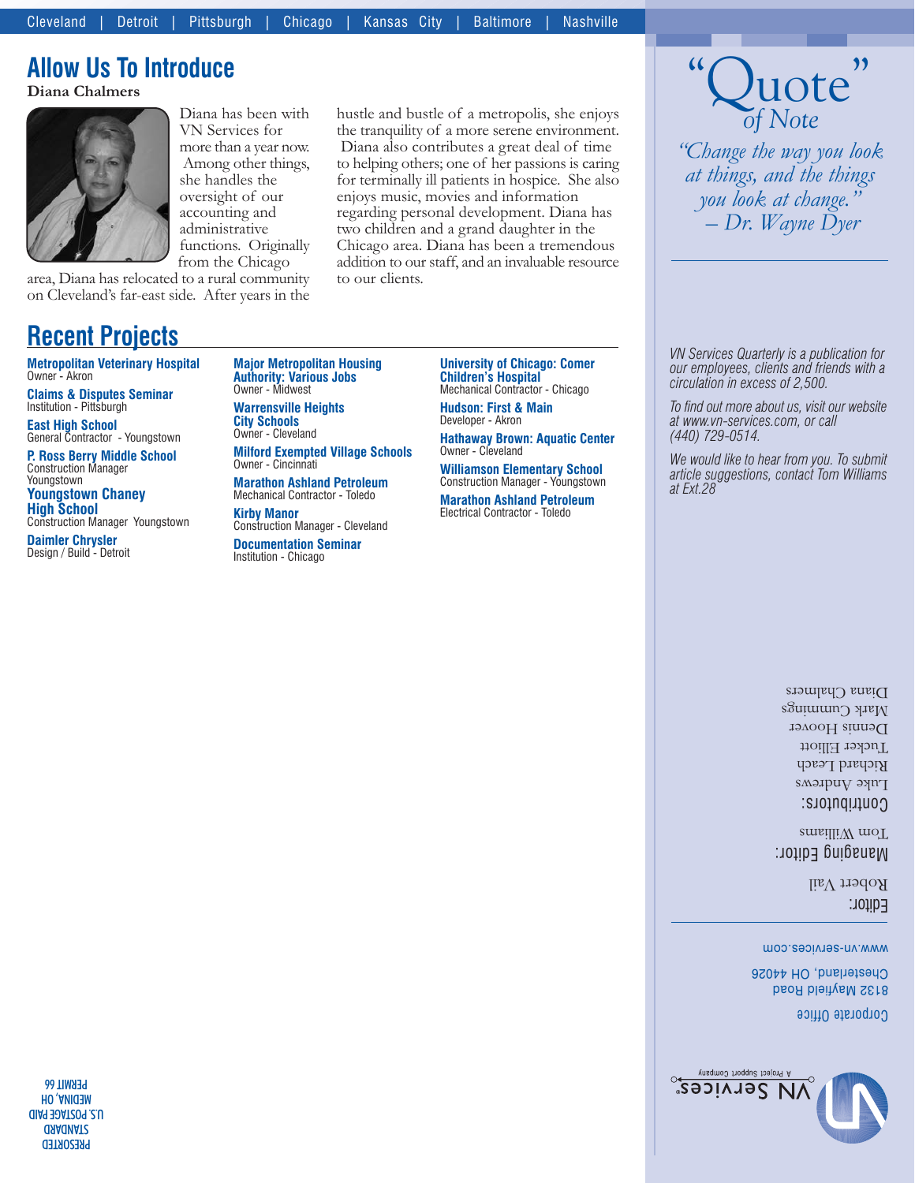Cleveland | Detroit | Pittsburgh | Chicago | Kansas City | Baltimore | Nashville

## Allow Us To Introduce

**Diana Chalmers**

Diana has been with VN Services for more than a year now. Among other things, she handles the oversight of our accounting and administrative functions. Originally from the Chicago area, Diana has relocated to a rural community on Cleveland's far-east side. After years in the hustle and bustle of a metropolis, she enjoys the tranquility of a more serene environment. Diana also contributes a great deal of time to helping others; one of her passions is caring for terminally ill patients in hospice. She also enjoys music, movies and information regarding personal development. Diana has two children and a grand daughter in the Chicago area. Diana has been a tremendous addition to our staff, and an invaluable resource to our clients.

## Recent Projects

**Metropolitan Veterinary Hospital**
Owner - Akron

**Claims & Disputes Seminar**
Institution - Pittsburgh

**East High School**
General Contractor - Youngstown

**P. Ross Berry Middle School**
Construction Manager
Youngstown

**Youngstown Chaney High School**
Construction Manager Youngstown

**Daimler Chrysler**
Design / Build - Detroit

**Major Metropolitan Housing Authority: Various Jobs**
Owner - Midwest

**Warrensville Heights City Schools**
Owner - Cleveland

**Milford Exempted Village Schools**
Owner - Cincinnati

**Marathon Ashland Petroleum**
Mechanical Contractor - Toledo

**Kirby Manor**
Construction Manager - Cleveland

**Documentation Seminar**
Institution - Chicago

**University of Chicago: Comer Children's Hospital**
Mechanical Contractor - Chicago

**Hudson: First & Main**
Developer - Akron

**Hathaway Brown: Aquatic Center**
Owner - Cleveland

**Williamson Elementary School**
Construction Manager - Youngstown

**Marathon Ashland Petroleum**
Electrical Contractor - Toledo

## "Quote" of Note

*"Change the way you look at things, and the things you look at change."*
*– Dr. Wayne Dyer*

*VN Services Quarterly is a publication for our employees, clients and friends with a circulation in excess of 2,500.*

*To find out more about us, visit our website at www.vn-services.com, or call (440) 729-0514.*

*We would like to hear from you. To submit article suggestions, contact Tom Williams at Ext.28*

Editor:
Robert Vail

Managing Editor:
Tom Williams

Contributors:
Luke Andrews
Richard Leach
Tucker Elliott
Dennis Hoover
Mark Cummings
Diana Chalmers

Corporate Office
8132 Mayfield Road
Chesterland, OH 44026
www.vn-services.com

VN Services
A Project Support Company

PRESORTED
STANDARD
U.S. POSTAGE PAID
MEDINA, OH
PERMIT 66